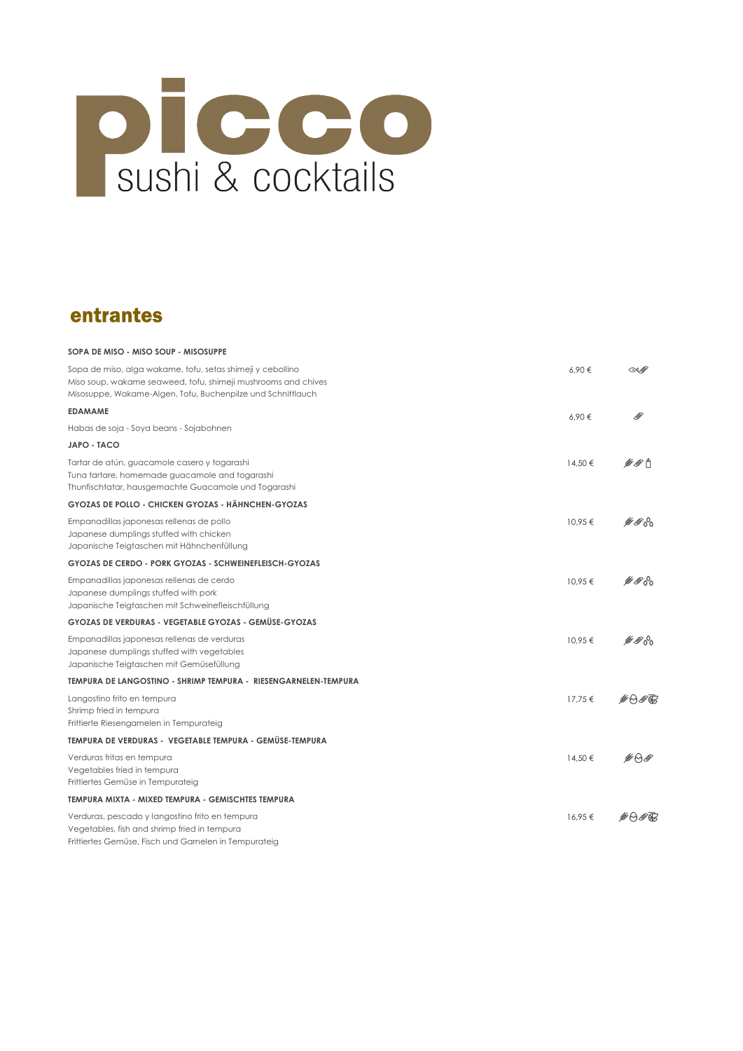# picco

sushi & cocktails

## entrantes

**SOPA DE MISO - MISO SOUP - MISOSUPPE**

Sopa de miso, alga wakame, tofu, setas shimeji y cebollino
Miso soup, wakame seaweed, tofu, shimeji mushrooms and chives
Misosuppe, Wakame-Algen, Tofu, Buchenpilze und Schnittlauch — 6,90 €

**EDAMAME**

Habas de soja - Soya beans - Sojabohnen — 6,90 €

**JAPO - TACO**

Tartar de atún, guacamole casero y togarashi
Tuna tartare, homemade guacamole and togarashi
Thunfischtatar, hausgemachte Guacamole und Togarashi — 14,50 €

**GYOZAS DE POLLO - CHICKEN GYOZAS - HÄHNCHEN-GYOZAS**

Empanadillas japonesas rellenas de pollo
Japanese dumplings stuffed with chicken
Japanische Teigtaschen mit Hähnchenfüllung — 10,95 €

**GYOZAS DE CERDO - PORK GYOZAS - SCHWEINEFLEISCH-GYOZAS**

Empanadillas japonesas rellenas de cerdo
Japanese dumplings stuffed with pork
Japanische Teigtaschen mit Schweinefleischfüllung — 10,95 €

**GYOZAS DE VERDURAS - VEGETABLE GYOZAS - GEMÜSE-GYOZAS**

Empanadillas japonesas rellenas de verduras
Japanese dumplings stuffed with vegetables
Japanische Teigtaschen mit Gemüsefüllung — 10,95 €

**TEMPURA DE LANGOSTINO - SHRIMP TEMPURA - RIESENGARNELEN-TEMPURA**

Langostino frito en tempura
Shrimp fried in tempura
Frittierte Riesengarnelen in Tempurateig — 17,75 €

**TEMPURA DE VERDURAS - VEGETABLE TEMPURA - GEMÜSE-TEMPURA**

Verduras fritas en tempura
Vegetables fried in tempura
Frittiertes Gemüse in Tempurateig — 14,50 €

**TEMPURA MIXTA - MIXED TEMPURA - GEMISCHTES TEMPURA**

Verduras, pescado y langostino frito en tempura
Vegetables, fish and shrimp fried in tempura
Frittiertes Gemüse, Fisch und Garnelen in Tempurateig — 16,95 €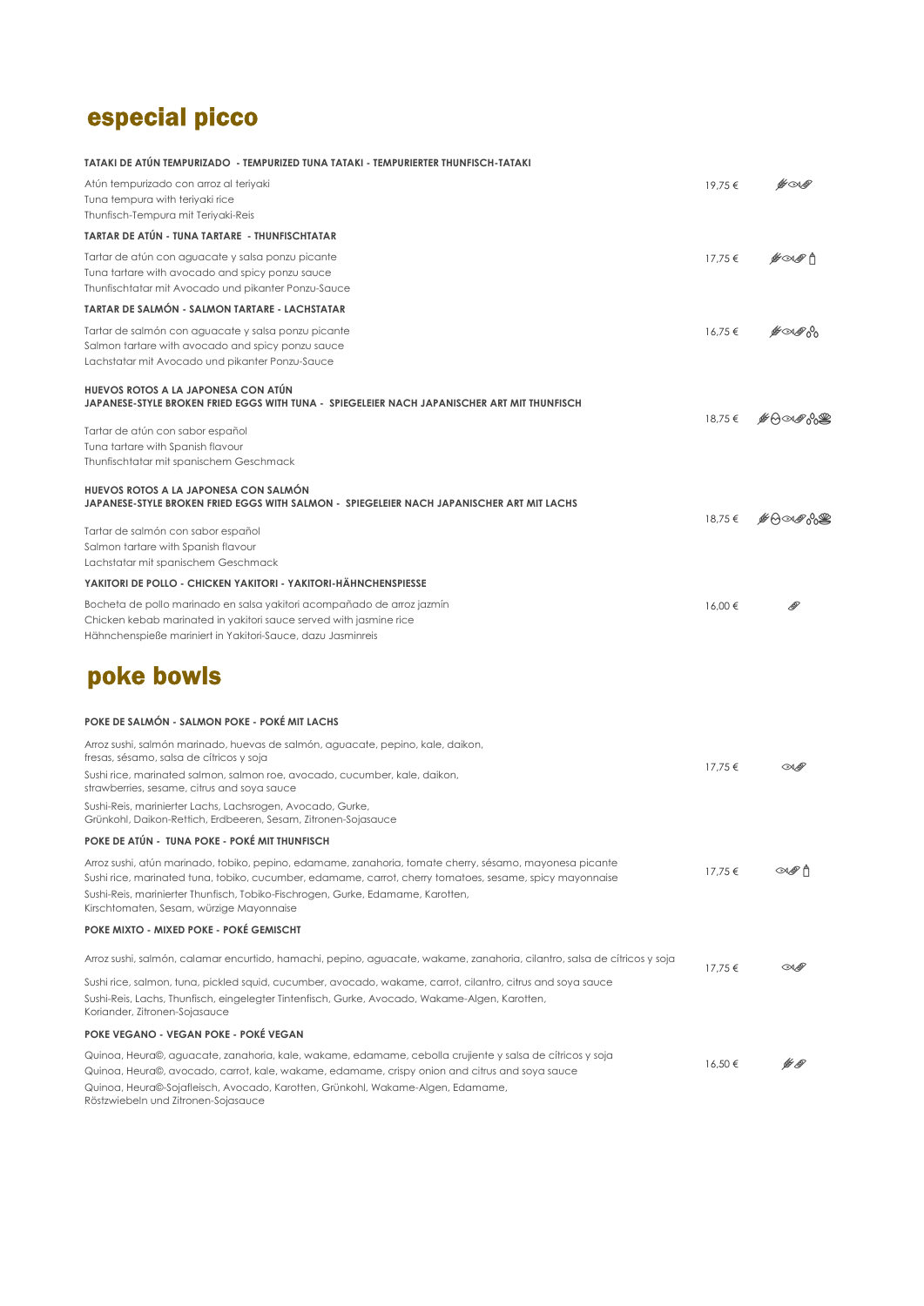## especial picco

**TATAKI DE ATÚN TEMPURIZADO - TEMPURIZED TUNA TATAKI - TEMPURIERTER THUNFISCH-TATAKI**

Atún tempurizado con arroz al teriyaki
Tuna tempura with teriyaki rice
Thunfisch-Tempura mit Teriyaki-Reis

19,75 €

**TARTAR DE ATÚN - TUNA TARTARE - THUNFISCHTATAR**

Tartar de atún con aguacate y salsa ponzu picante
Tuna tartare with avocado and spicy ponzu sauce
Thunfischtatar mit Avocado und pikanter Ponzu-Sauce

17,75 €

**TARTAR DE SALMÓN - SALMON TARTARE - LACHSTATAR**

Tartar de salmón con aguacate y salsa ponzu picante
Salmon tartare with avocado and spicy ponzu sauce
Lachstatar mit Avocado und pikanter Ponzu-Sauce

16,75 €

**HUEVOS ROTOS A LA JAPONESA CON ATÚN**
**JAPANESE-STYLE BROKEN FRIED EGGS WITH TUNA - SPIEGELEIER NACH JAPANISCHER ART MIT THUNFISCH**

Tartar de atún con sabor español
Tuna tartare with Spanish flavour
Thunfischtatar mit spanischem Geschmack

18,75 €

**HUEVOS ROTOS A LA JAPONESA CON SALMÓN**
**JAPANESE-STYLE BROKEN FRIED EGGS WITH SALMON - SPIEGELEIER NACH JAPANISCHER ART MIT LACHS**

Tartar de salmón con sabor español
Salmon tartare with Spanish flavour
Lachstatar mit spanischem Geschmack

18,75 €

**YAKITORI DE POLLO - CHICKEN YAKITORI - YAKITORI-HÄHNCHENSPIESSE**

Bocheta de pollo marinado en salsa yakitori acompañado de arroz jazmín
Chicken kebab marinated in yakitori sauce served with jasmine rice
Hähnchenspieße mariniert in Yakitori-Sauce, dazu Jasminreis

16,00 €

## poke bowls

**POKE DE SALMÓN - SALMON POKE - POKÉ MIT LACHS**

Arroz sushi, salmón marinado, huevas de salmón, aguacate, pepino, kale, daikon, fresas, sésamo, salsa de cítricos y soja
Sushi rice, marinated salmon, salmon roe, avocado, cucumber, kale, daikon, strawberries, sesame, citrus and soya sauce
Sushi-Reis, marinierter Lachs, Lachsrogen, Avocado, Gurke, Grünkohl, Daikon-Rettich, Erdbeeren, Sesam, Zitronen-Sojasauce

17,75 €

**POKE DE ATÚN - TUNA POKE - POKÉ MIT THUNFISCH**

Arroz sushi, atún marinado, tobiko, pepino, edamame, zanahoria, tomate cherry, sésamo, mayonesa picante
Sushi rice, marinated tuna, tobiko, cucumber, edamame, carrot, cherry tomatoes, sesame, spicy mayonnaise
Sushi-Reis, marinierter Thunfisch, Tobiko-Fischrogen, Gurke, Edamame, Karotten, Kirschtomaten, Sesam, würzige Mayonnaise

17,75 €

**POKE MIXTO - MIXED POKE - POKÉ GEMISCHT**

Arroz sushi, salmón, calamar encurtido, hamachi, pepino, aguacate, wakame, zanahoria, cilantro, salsa de cítricos y soja
Sushi rice, salmon, tuna, pickled squid, cucumber, avocado, wakame, carrot, cilantro, citrus and soya sauce
Sushi-Reis, Lachs, Thunfisch, eingelegter Tintenfisch, Gurke, Avocado, Wakame-Algen, Karotten, Koriander, Zitronen-Sojasauce

17,75 €

**POKE VEGANO - VEGAN POKE - POKÉ VEGAN**

Quinoa, Heura©, aguacate, zanahoria, kale, wakame, edamame, cebolla crujiente y salsa de cítricos y soja
Quinoa, Heura©, avocado, carrot, kale, wakame, edamame, crispy onion and citrus and soya sauce
Quinoa, Heura©-Sojafleisch, Avocado, Karotten, Grünkohl, Wakame-Algen, Edamame, Röstzwiebeln und Zitronen-Sojasauce

16,50 €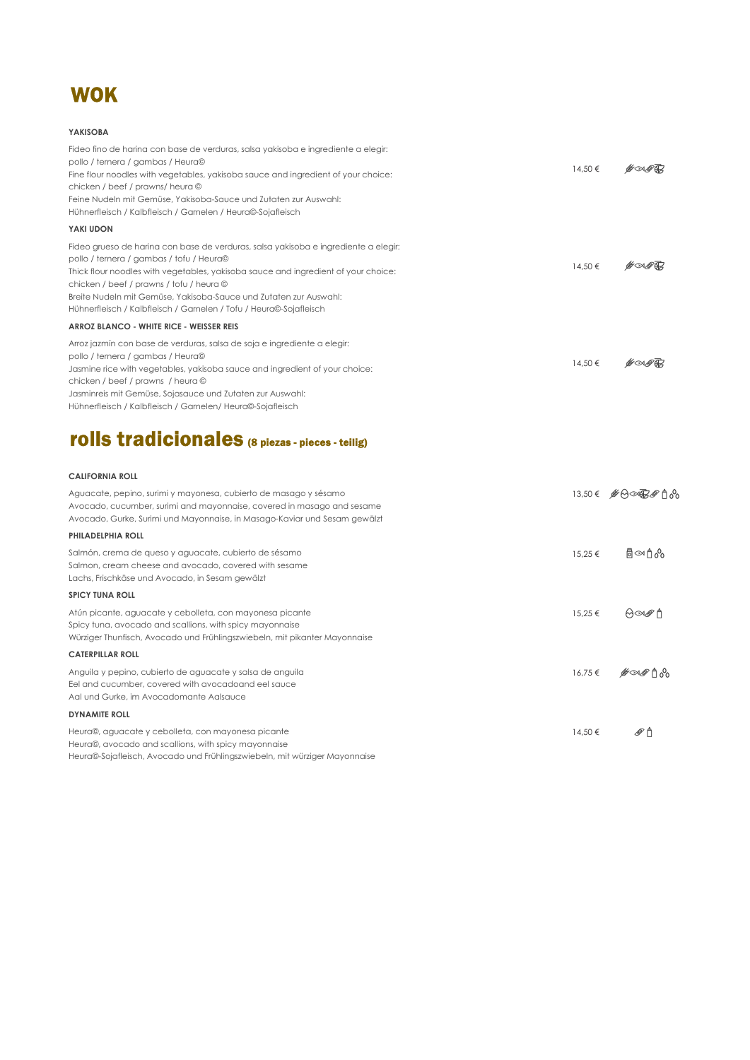# WOK

**YAKISOBA**

Fideo fino de harina con base de verduras, salsa yakisoba e ingrediente a elegir:
pollo / ternera / gambas / Heura©
Fine flour noodles with vegetables, yakisoba sauce and ingredient of your choice:
chicken / beef / prawns/ heura ©
Feine Nudeln mit Gemüse, Yakisoba-Sauce und Zutaten zur Auswahl:
Hühnerfleisch / Kalbfleisch / Garnelen / Heura©-Sojafleisch

14,50 €

**YAKI UDON**

Fideo grueso de harina con base de verduras, salsa yakisoba e ingrediente a elegir:
pollo / ternera / gambas / tofu / Heura©
Thick flour noodles with vegetables, yakisoba sauce and ingredient of your choice:
chicken / beef / prawns / tofu / heura ©
Breite Nudeln mit Gemüse, Yakisoba-Sauce und Zutaten zur Auswahl:
Hühnerfleisch / Kalbfleisch / Garnelen / Tofu / Heura©-Sojafleisch

14,50 €

**ARROZ BLANCO - WHITE RICE - WEISSER REIS**

Arroz jazmín con base de verduras, salsa de soja e ingrediente a elegir:
pollo / ternera / gambas / Heura©
Jasmine rice with vegetables, yakisoba sauce and ingredient of your choice:
chicken / beef / prawns / heura ©
Jasminreis mit Gemüse, Sojasauce und Zutaten zur Auswahl:
Hühnerfleisch / Kalbfleisch / Garnelen/ Heura©-Sojafleisch

14,50 €

# rolls tradicionales (8 piezas - pieces - teilig)

**CALIFORNIA ROLL**

Aguacate, pepino, surimi y mayonesa, cubierto de masago y sésamo
Avocado, cucumber, surimi and mayonnaise, covered in masago and sesame
Avocado, Gurke, Surimi und Mayonnaise, in Masago-Kaviar und Sesam gewälzt

13,50 €

**PHILADELPHIA ROLL**

Salmón, crema de queso y aguacate, cubierto de sésamo
Salmon, cream cheese and avocado, covered with sesame
Lachs, Frischkäse und Avocado, in Sesam gewälzt

15,25 €

**SPICY TUNA ROLL**

Atún picante, aguacate y cebolleta, con mayonesa picante
Spicy tuna, avocado and scallions, with spicy mayonnaise
Würziger Thunfisch, Avocado und Frühlingszwiebeln, mit pikanter Mayonnaise

15,25 €

**CATERPILLAR ROLL**

Anguila y pepino, cubierto de aguacate y salsa de anguila
Eel and cucumber, covered with avocadoand eel sauce
Aal und Gurke, im Avocadomante Aalsauce

16,75 €

**DYNAMITE ROLL**

Heura©, aguacate y cebolleta, con mayonesa picante
Heura©, avocado and scallions, with spicy mayonnaise
Heura©-Sojafleisch, Avocado und Frühlingszwiebeln, mit würziger Mayonnaise

14,50 €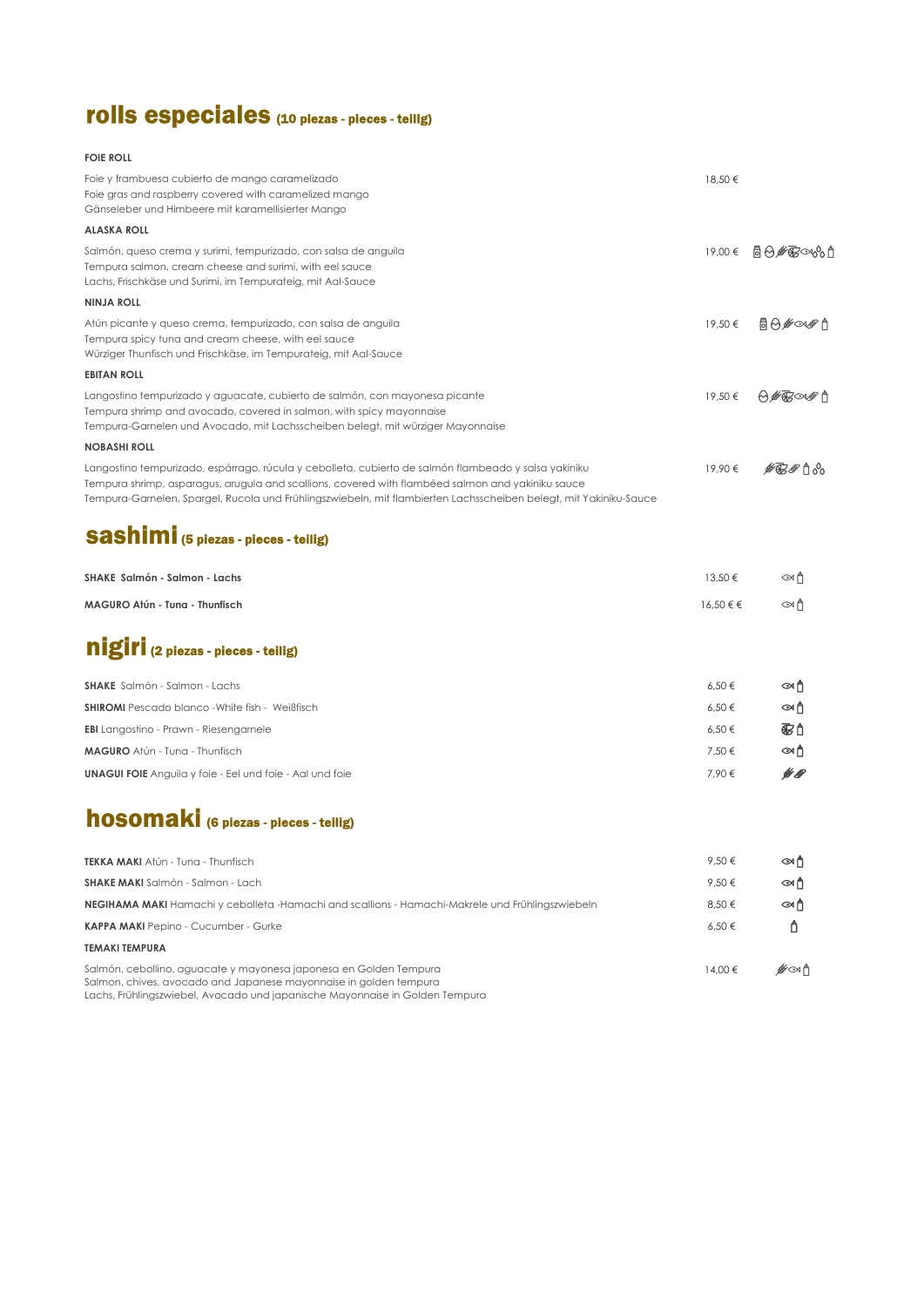## rolls especiales (10 piezas - pieces - teilig)

**FOIE ROLL**

Foie y frambuesa cubierto de mango caramelizado
Foie gras and raspberry covered with caramelized mango
Gänseleber und Himbeere mit karamellisierter Mango

18,50 €

**ALASKA ROLL**

Salmón, queso crema y surimi, tempurizado, con salsa de anguila
Tempura salmon, cream cheese and surimi, with eel sauce
Lachs, Frischkäse und Surimi, im Tempurateig, mit Aal-Sauce

19,00 €

**NINJA ROLL**

Atún picante y queso crema, tempurizado, con salsa de anguila
Tempura spicy tuna and cream cheese, with eel sauce
Würziger Thunfisch und Frischkäse, im Tempurateig, mit Aal-Sauce

19,50 €

**EBITAN ROLL**

Langostino tempurizado y aguacate, cubierto de salmón, con mayonesa picante
Tempura shrimp and avocado, covered in salmon, with spicy mayonnaise
Tempura-Garnelen und Avocado, mit Lachsscheiben belegt, mit würziger Mayonnaise

19,50 €

**NOBASHI ROLL**

Langostino tempurizado, espárrago, rúcula y cebolleta, cubierto de salmón flambeado y salsa yakiniku
Tempura shrimp, asparagus, arugula and scallions, covered with flambéed salmon and yakiniku sauce
Tempura-Garnelen, Spargel, Rucola und Frühlingszwiebeln, mit flambierten Lachsscheiben belegt, mit Yakiniku-Sauce

19,90 €

## sashimi (5 piezas - pieces - teilig)

| | |
|---|---|
| **SHAKE Salmón - Salmon - Lachs** | 13,50 € |
| **MAGURO Atún - Tuna - Thunfisch** | 16,50 € € |

## nigiri (2 piezas - pieces - teilig)

| | |
|---|---|
| **SHAKE** Salmón - Salmon - Lachs | 6,50 € |
| **SHIROMI** Pescado blanco -White fish - Weißfisch | 6,50 € |
| **EBI** Langostino - Prawn - Riesengarnele | 6,50 € |
| **MAGURO** Atún - Tuna - Thunfisch | 7,50 € |
| **UNAGUI FOIE** Anguila y foie - Eel und foie - Aal und foie | 7,90 € |

## hosomaki (6 piezas - pieces - teilig)

| | |
|---|---|
| **TEKKA MAKI** Atún - Tuna - Thunfisch | 9,50 € |
| **SHAKE MAKI** Salmón - Salmon - Lach | 9,50 € |
| **NEGIHAMA MAKI** Hamachi y cebolleta -Hamachi and scallions - Hamachi-Makrele und Frühlingszwiebeln | 8,50 € |
| **KAPPA MAKI** Pepino - Cucumber - Gurke | 6,50 € |

**TEMAKI TEMPURA**

Salmón, cebollino, aguacate y mayonesa japonesa en Golden Tempura
Salmon, chives, avocado and Japanese mayonnaise in golden tempura
Lachs, Frühlingszwiebel, Avocado und japanische Mayonnaise in Golden Tempura

14,00 €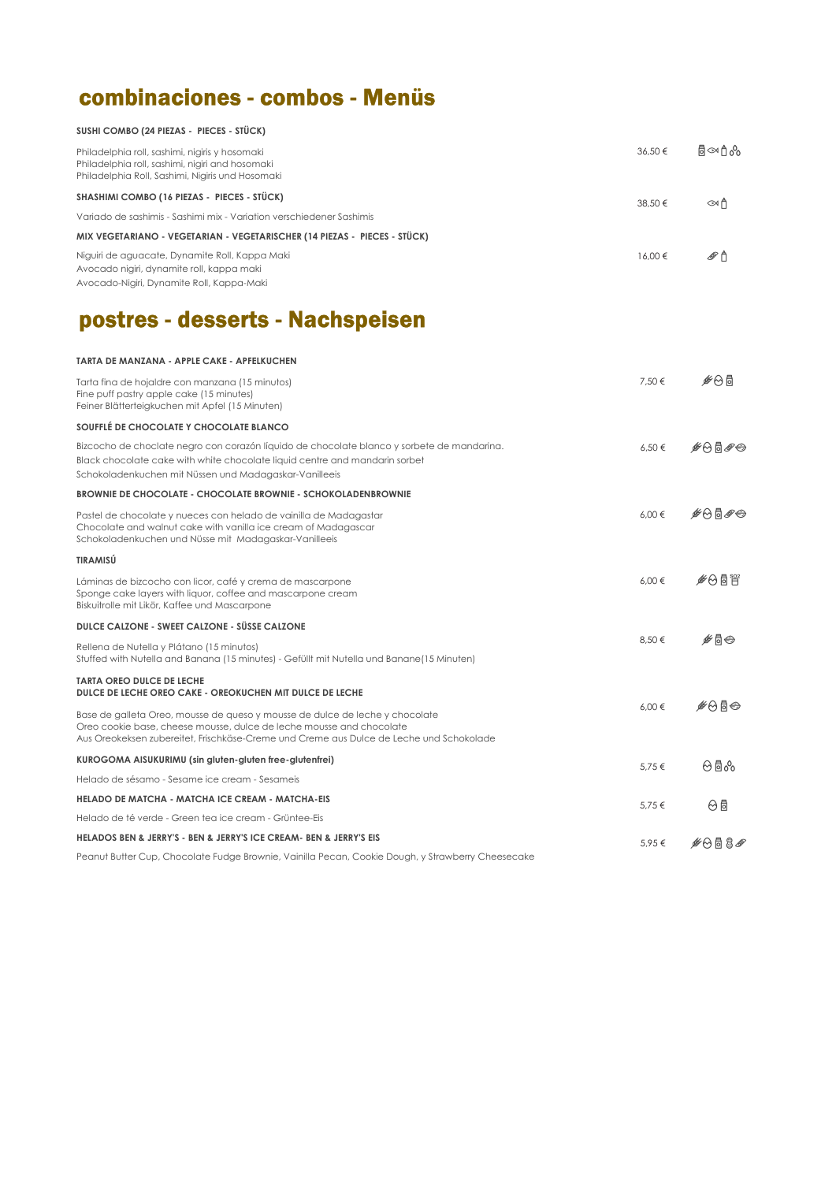# combinaciones - combos - Menüs

**SUSHI COMBO (24 PIEZAS - PIECES - STÜCK)**

Philadelphia roll, sashimi, nigiris y hosomaki
Philadelphia roll, sashimi, nigiri and hosomaki
Philadelphia Roll, Sashimi, Nigiris und Hosomaki — 36,50 €

**SHASHIMI COMBO (16 PIEZAS - PIECES - STÜCK)**

Variado de sashimis - Sashimi mix - Variation verschiedener Sashimis — 38,50 €

**MIX VEGETARIANO - VEGETARIAN - VEGETARISCHER (14 PIEZAS - PIECES - STÜCK)**

Niguiri de aguacate, Dynamite Roll, Kappa Maki
Avocado nigiri, dynamite roll, kappa maki
Avocado-Nigiri, Dynamite Roll, Kappa-Maki — 16,00 €

# postres - desserts - Nachspeisen

**TARTA DE MANZANA - APPLE CAKE - APFELKUCHEN**

Tarta fina de hojaldre con manzana (15 minutos)
Fine puff pastry apple cake (15 minutes)
Feiner Blätterteigkuchen mit Apfel (15 Minuten) — 7,50 €

**SOUFFLÉ DE CHOCOLATE Y CHOCOLATE BLANCO**

Bizcocho de choclate negro con corazón líquido de chocolate blanco y sorbete de mandarina.
Black chocolate cake with white chocolate liquid centre and mandarin sorbet
Schokoladenkuchen mit Nüssen und Madagaskar-Vanilleeis — 6,50 €

**BROWNIE DE CHOCOLATE - CHOCOLATE BROWNIE - SCHOKOLADENBROWNIE**

Pastel de chocolate y nueces con helado de vainilla de Madagastar
Chocolate and walnut cake with vanilla ice cream of Madagascar
Schokoladenkuchen und Nüsse mit Madagaskar-Vanilleeis — 6,00 €

**TIRAMISÚ**

Láminas de bizcocho con licor, café y crema de mascarpone
Sponge cake layers with liquor, coffee and mascarpone cream
Biskuitrolle mit Likör, Kaffee und Mascarpone — 6,00 €

**DULCE CALZONE - SWEET CALZONE - SÜSSE CALZONE**

Rellena de Nutella y Plátano (15 minutos)
Stuffed with Nutella and Banana (15 minutes) - Gefüllt mit Nutella und Banane(15 Minuten) — 8,50 €

**TARTA OREO DULCE DE LECHE**
**DULCE DE LECHE OREO CAKE - OREOKUCHEN MIT DULCE DE LECHE**

Base de galleta Oreo, mousse de queso y mousse de dulce de leche y chocolate
Oreo cookie base, cheese mousse, dulce de leche mousse and chocolate
Aus Oreokeksen zubereitet, Frischkäse-Creme und Creme aus Dulce de Leche und Schokolade — 6,00 €

**KUROGOMA AISUKURIMU (sin gluten-gluten free-glutenfrei)**

Helado de sésamo - Sesame ice cream - Sesameis — 5,75 €

**HELADO DE MATCHA - MATCHA ICE CREAM - MATCHA-EIS**

Helado de té verde - Green tea ice cream - Grüntee-Eis — 5,75 €

**HELADOS BEN & JERRY'S - BEN & JERRY'S ICE CREAM- BEN & JERRY'S EIS**

Peanut Butter Cup, Chocolate Fudge Brownie, Vainilla Pecan, Cookie Dough, y Strawberry Cheesecake — 5,95 €